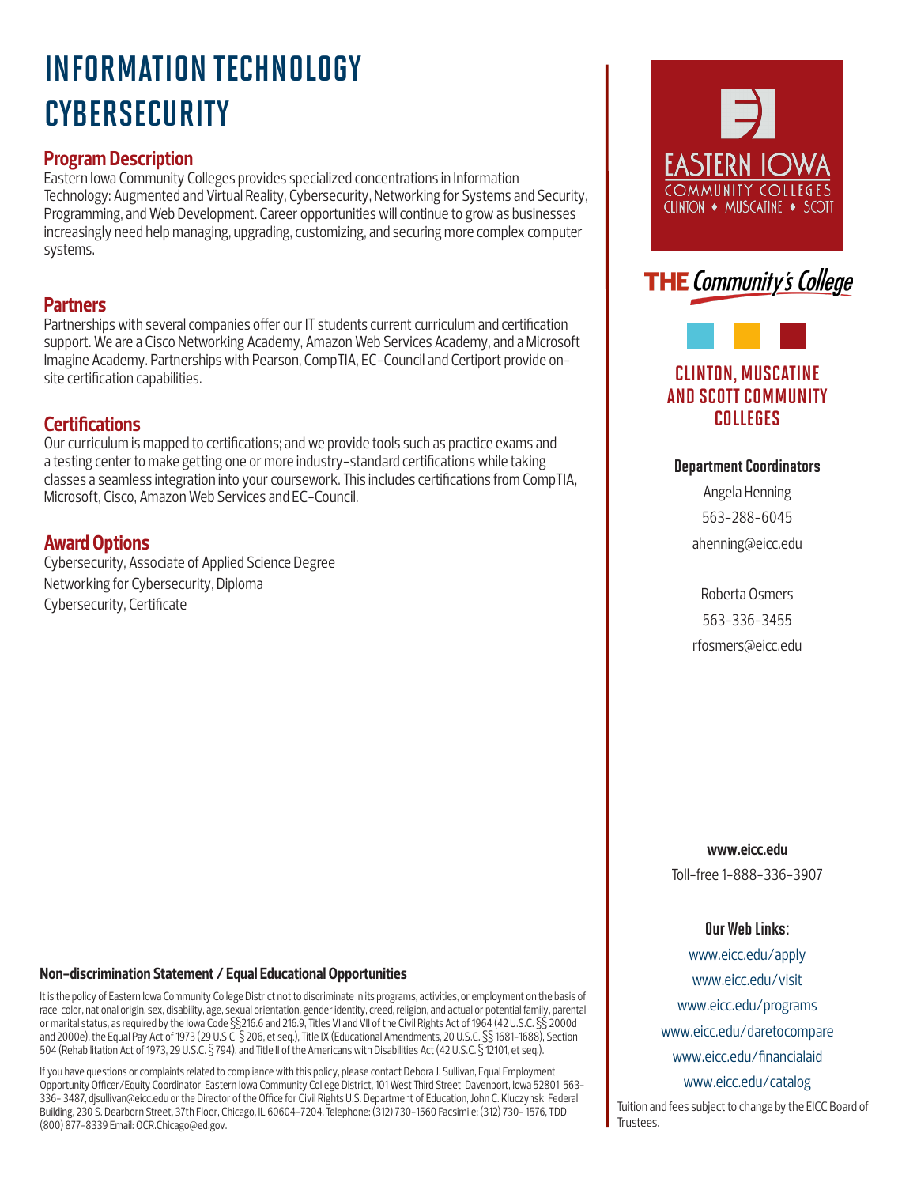# INFORMATION TECHNOLOGY CYBERSECURITY

## Program Description

Eastern Iowa Community Colleges provides specialized concentrations in Information Technology: Augmented and Virtual Reality, Cybersecurity, Networking for Systems and Security, Programming, and Web Development. Career opportunities will continue to grow as businesses increasingly need help managing, upgrading, customizing, and securing more complex computer systems.

## Partners

Partnerships with several companies offer our IT students current curriculum and certification support. We are a Cisco Networking Academy, Amazon Web Services Academy, and a Microsoft Imagine Academy. Partnerships with Pearson, CompTIA, EC-Council and Certiport provide on-site certification capabilities.

## Certifications

Our curriculum is mapped to certifications; and we provide tools such as practice exams and a testing center to make getting one or more industry-standard certifications while taking classes a seamless integration into your coursework. This includes certifications from CompTIA, Microsoft, Cisco, Amazon Web Services and EC-Council.

## Award Options

Cybersecurity, Associate of Applied Science Degree
Networking for Cybersecurity, Diploma
Cybersecurity, Certificate

EASTERN IOWA COMMUNITY COLLEGES
CLINTON • MUSCATINE • SCOTT

THE *Community's College*

## CLINTON, MUSCATINE AND SCOTT COMMUNITY COLLEGES

### Department Coordinators

Angela Henning
563-288-6045
ahenning@eicc.edu

Roberta Osmers
563-336-3455
rfosmers@eicc.edu

**www.eicc.edu**
Toll-free 1-888-336-3907

### Our Web Links:

www.eicc.edu/apply
www.eicc.edu/visit
www.eicc.edu/programs
www.eicc.edu/daretocompare
www.eicc.edu/financialaid
www.eicc.edu/catalog

Tuition and fees subject to change by the EICC Board of Trustees.

### Non-discrimination Statement / Equal Educational Opportunities

It is the policy of Eastern Iowa Community College District not to discriminate in its programs, activities, or employment on the basis of race, color, national origin, sex, disability, age, sexual orientation, gender identity, creed, religion, and actual or potential family, parental or marital status, as required by the Iowa Code §§216.6 and 216.9, Titles VI and VII of the Civil Rights Act of 1964 (42 U.S.C. §§ 2000d and 2000e), the Equal Pay Act of 1973 (29 U.S.C. § 206, et seq.), Title IX (Educational Amendments, 20 U.S.C. §§ 1681-1688), Section 504 (Rehabilitation Act of 1973, 29 U.S.C. § 794), and Title II of the Americans with Disabilities Act (42 U.S.C. § 12101, et seq.).

If you have questions or complaints related to compliance with this policy, please contact Debora J. Sullivan, Equal Employment Opportunity Officer/Equity Coordinator, Eastern Iowa Community College District, 101 West Third Street, Davenport, Iowa 52801, 563-336- 3487, djsullivan@eicc.edu or the Director of the Office for Civil Rights U.S. Department of Education, John C. Kluczynski Federal Building, 230 S. Dearborn Street, 37th Floor, Chicago, IL 60604-7204, Telephone: (312) 730-1560 Facsimile: (312) 730- 1576, TDD (800) 877-8339 Email: OCR.Chicago@ed.gov.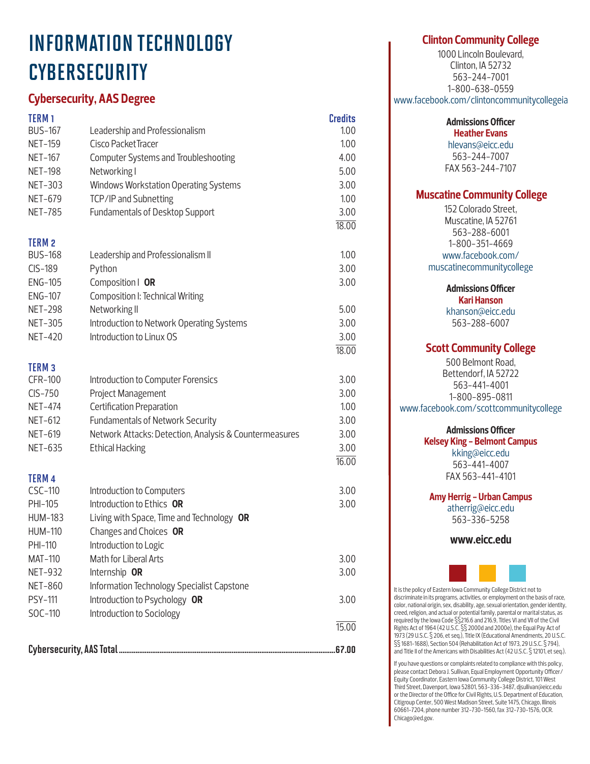# INFORMATION TECHNOLOGY CYBERSECURITY

## Cybersecurity, AAS Degree

| TERM 1 | | Credits |
|---|---|---|
| BUS-167 | Leadership and Professionalism | 1.00 |
| NET-159 | Cisco Packet Tracer | 1.00 |
| NET-167 | Computer Systems and Troubleshooting | 4.00 |
| NET-198 | Networking I | 5.00 |
| NET-303 | Windows Workstation Operating Systems | 3.00 |
| NET-679 | TCP/IP and Subnetting | 1.00 |
| NET-785 | Fundamentals of Desktop Support | 3.00 |
| | | 18.00 |

| TERM 2 | | |
|---|---|---|
| BUS-168 | Leadership and Professionalism II | 1.00 |
| CIS-189 | Python | 3.00 |
| ENG-105 | Composition I **OR** | 3.00 |
| ENG-107 | Composition I: Technical Writing | |
| NET-298 | Networking II | 5.00 |
| NET-305 | Introduction to Network Operating Systems | 3.00 |
| NET-420 | Introduction to Linux OS | 3.00 |
| | | 18.00 |

| TERM 3 | | |
|---|---|---|
| CFR-100 | Introduction to Computer Forensics | 3.00 |
| CIS-750 | Project Management | 3.00 |
| NET-474 | Certification Preparation | 1.00 |
| NET-612 | Fundamentals of Network Security | 3.00 |
| NET-619 | Network Attacks: Detection, Analysis & Countermeasures | 3.00 |
| NET-635 | Ethical Hacking | 3.00 |
| | | 16.00 |

| TERM 4 | | |
|---|---|---|
| CSC-110 | Introduction to Computers | 3.00 |
| PHI-105 | Introduction to Ethics **OR** | 3.00 |
| HUM-183 | Living with Space, Time and Technology **OR** | |
| HUM-110 | Changes and Choices **OR** | |
| PHI-110 | Introduction to Logic | |
| MAT-110 | Math for Liberal Arts | 3.00 |
| NET-932 | Internship **OR** | 3.00 |
| NET-860 | Information Technology Specialist Capstone | |
| PSY-111 | Introduction to Psychology **OR** | 3.00 |
| SOC-110 | Introduction to Sociology | |
| | | 15.00 |

**Cybersecurity, AAS Total .......... 67.00**

### Clinton Community College

1000 Lincoln Boulevard,
Clinton, IA 52732
563-244-7001
1-800-638-0559
www.facebook.com/clintoncommunitycollegeia

**Admissions Officer**
**Heather Evans**
hlevans@eicc.edu
563-244-7007
FAX 563-244-7107

### Muscatine Community College

152 Colorado Street,
Muscatine, IA 52761
563-288-6001
1-800-351-4669
www.facebook.com/muscatinecommunitycollege

**Admissions Officer**
**Kari Hanson**
khanson@eicc.edu
563-288-6007

### Scott Community College

500 Belmont Road,
Bettendorf, IA 52722
563-441-4001
1-800-895-0811
www.facebook.com/scottcommunitycollege

**Admissions Officer**
**Kelsey King – Belmont Campus**
kking@eicc.edu
563-441-4007
FAX 563-441-4101

**Amy Herrig – Urban Campus**
atherrig@eicc.edu
563-336-5258

**www.eicc.edu**

It is the policy of Eastern Iowa Community College District not to discriminate in its programs, activities, or employment on the basis of race, color, national origin, sex, disability, age, sexual orientation, gender identity, creed, religion, and actual or potential family, parental or marital status, as required by the Iowa Code §§216.6 and 216.9, Titles VI and VII of the Civil Rights Act of 1964 (42 U.S.C. §§ 2000d and 2000e), the Equal Pay Act of 1973 (29 U.S.C. § 206, et seq.), Title IX (Educational Amendments, 20 U.S.C. §§ 1681–1688), Section 504 (Rehabilitation Act of 1973, 29 U.S.C. § 794), and Title II of the Americans with Disabilities Act (42 U.S.C. § 12101, et seq.).

If you have questions or complaints related to compliance with this policy, please contact Debora J. Sullivan, Equal Employment Opportunity Officer/Equity Coordinator, Eastern Iowa Community College District, 101 West Third Street, Davenport, Iowa 52801, 563-336-3487, djsullivan@eicc.edu or the Director of the Office for Civil Rights, U.S. Department of Education, Citigroup Center, 500 West Madison Street, Suite 1475, Chicago, Illinois 60661-7204, phone number 312-730-1560, fax 312-730-1576, OCR.Chicago@ed.gov.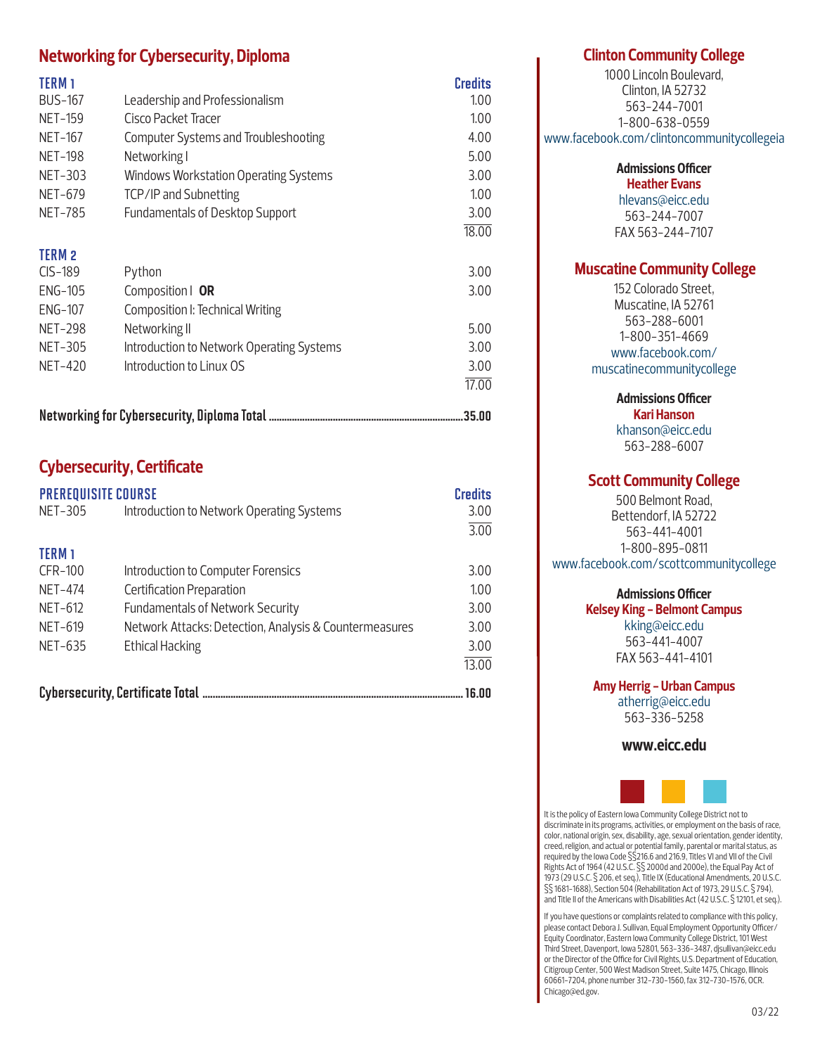## Networking for Cybersecurity, Diploma

| TERM 1 | | Credits |
|---|---|---|
| BUS-167 | Leadership and Professionalism | 1.00 |
| NET-159 | Cisco Packet Tracer | 1.00 |
| NET-167 | Computer Systems and Troubleshooting | 4.00 |
| NET-198 | Networking I | 5.00 |
| NET-303 | Windows Workstation Operating Systems | 3.00 |
| NET-679 | TCP/IP and Subnetting | 1.00 |
| NET-785 | Fundamentals of Desktop Support | 3.00 |
| | | 18.00 |

| TERM 2 | | |
|---|---|---|
| CIS-189 | Python | 3.00 |
| ENG-105 | Composition I **OR** | 3.00 |
| ENG-107 | Composition I: Technical Writing | |
| NET-298 | Networking II | 5.00 |
| NET-305 | Introduction to Network Operating Systems | 3.00 |
| NET-420 | Introduction to Linux OS | 3.00 |
| | | 17.00 |

**Networking for Cybersecurity, Diploma Total .......... 35.00**

## Cybersecurity, Certificate

| PREREQUISITE COURSE | | Credits |
|---|---|---|
| NET-305 | Introduction to Network Operating Systems | 3.00 |
| | | 3.00 |

| TERM 1 | | |
|---|---|---|
| CFR-100 | Introduction to Computer Forensics | 3.00 |
| NET-474 | Certification Preparation | 1.00 |
| NET-612 | Fundamentals of Network Security | 3.00 |
| NET-619 | Network Attacks: Detection, Analysis & Countermeasures | 3.00 |
| NET-635 | Ethical Hacking | 3.00 |
| | | 13.00 |

**Cybersecurity, Certificate Total .......... 16.00**

### Clinton Community College

1000 Lincoln Boulevard,
Clinton, IA 52732
563-244-7001
1-800-638-0559
www.facebook.com/clintoncommunitycollegeia

**Admissions Officer**
**Heather Evans**
hlevans@eicc.edu
563-244-7007
FAX 563-244-7107

### Muscatine Community College

152 Colorado Street,
Muscatine, IA 52761
563-288-6001
1-800-351-4669
www.facebook.com/muscatinecommunitycollege

**Admissions Officer**
**Kari Hanson**
khanson@eicc.edu
563-288-6007

### Scott Community College

500 Belmont Road,
Bettendorf, IA 52722
563-441-4001
1-800-895-0811
www.facebook.com/scottcommunitycollege

**Admissions Officer**
**Kelsey King – Belmont Campus**
kking@eicc.edu
563-441-4007
FAX 563-441-4101

**Amy Herrig – Urban Campus**
atherrig@eicc.edu
563-336-5258

**www.eicc.edu**

It is the policy of Eastern Iowa Community College District not to discriminate in its programs, activities, or employment on the basis of race, color, national origin, sex, disability, age, sexual orientation, gender identity, creed, religion, and actual or potential family, parental or marital status, as required by the Iowa Code §§216.6 and 216.9, Titles VI and VII of the Civil Rights Act of 1964 (42 U.S.C. §§ 2000d and 2000e), the Equal Pay Act of 1973 (29 U.S.C. § 206, et seq.), Title IX (Educational Amendments, 20 U.S.C. §§ 1681-1688), Section 504 (Rehabilitation Act of 1973, 29 U.S.C. § 794), and Title II of the Americans with Disabilities Act (42 U.S.C. § 12101, et seq.).

If you have questions or complaints related to compliance with this policy, please contact Debora J. Sullivan, Equal Employment Opportunity Officer/Equity Coordinator, Eastern Iowa Community College District, 101 West Third Street, Davenport, Iowa 52801, 563-336-3487, djsullivan@eicc.edu or the Director of the Office for Civil Rights, U.S. Department of Education, Citigroup Center, 500 West Madison Street, Suite 1475, Chicago, Illinois 60661-7204, phone number 312-730-1560, fax 312-730-1576, OCR.Chicago@ed.gov.

03/22